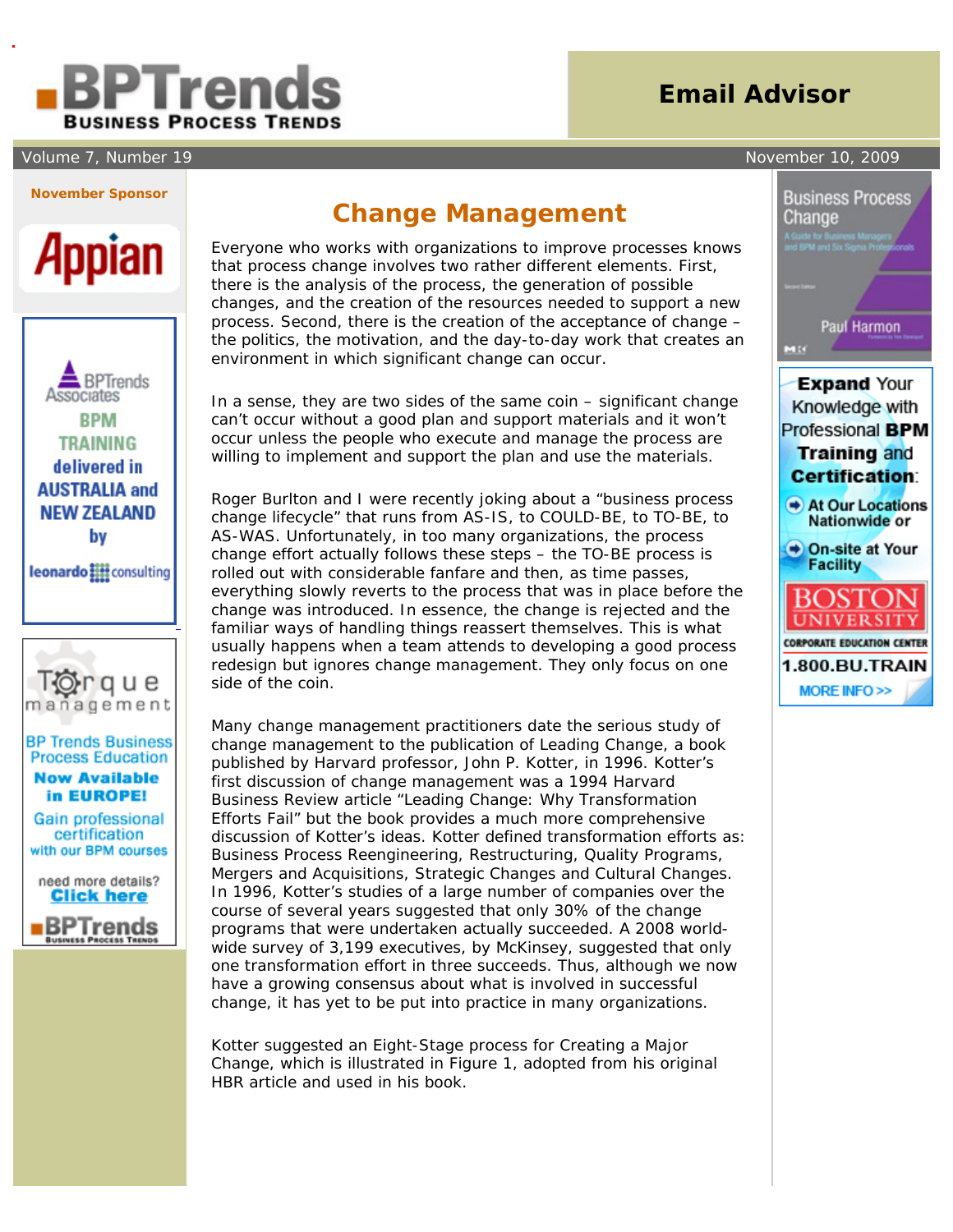# Change Management

Everyone who works with organizations to improve processes knows that process change involves two rather different elements. First, there is the analysis of the process, the generation of possible changes, and the creation of the resources needed to support a new process. Second, there is the creation of the acceptance of change – the politics, the motivation, and the day-to-day work that creates an environment in which significant change can occur.

In a sense, they are two sides of the same coin – significant change can't occur without a good plan and support materials and it won't occur unless the people who execute and manage the process are willing to implement and support the plan and use the materials.

Roger Burlton and I were recently joking about a "business process change lifecycle" that runs from AS-IS, to COULD-BE, to TO-BE, to AS-WAS. Unfortunately, in too many organizations, the process change effort actually follows these steps – the TO-BE process is rolled out with considerable fanfare and then, as time passes, everything slowly reverts to the process that was in place before the change was introduced. In essence, the change is rejected and the familiar ways of handling things reassert themselves. This is what usually happens when a team attends to developing a good process redesign but ignores change management. They only focus on one side of the coin.

Many change management practitioners date the serious study of change management to the publication of Leading Change, a book published by Harvard professor, John P. Kotter, in 1996. Kotter's first discussion of change management was a 1994 Harvard Business Review article "Leading Change: Why Transformation Efforts Fail" but the book provides a much more comprehensive discussion of Kotter's ideas. Kotter defined transformation efforts as: Business Process Reengineering, Restructuring, Quality Programs, Mergers and Acquisitions, Strategic Changes and Cultural Changes. In 1996, Kotter's studies of a large number of companies over the course of several years suggested that only 30% of the change programs that were undertaken actually succeeded. A 2008 world-wide survey of 3,199 executives, by McKinsey, suggested that only one transformation effort in three succeeds. Thus, although we now have a growing consensus about what is involved in successful change, it has yet to be put into practice in many organizations.

Kotter suggested an Eight-Stage process for Creating a Major Change, which is illustrated in Figure 1, adopted from his original HBR article and used in his book.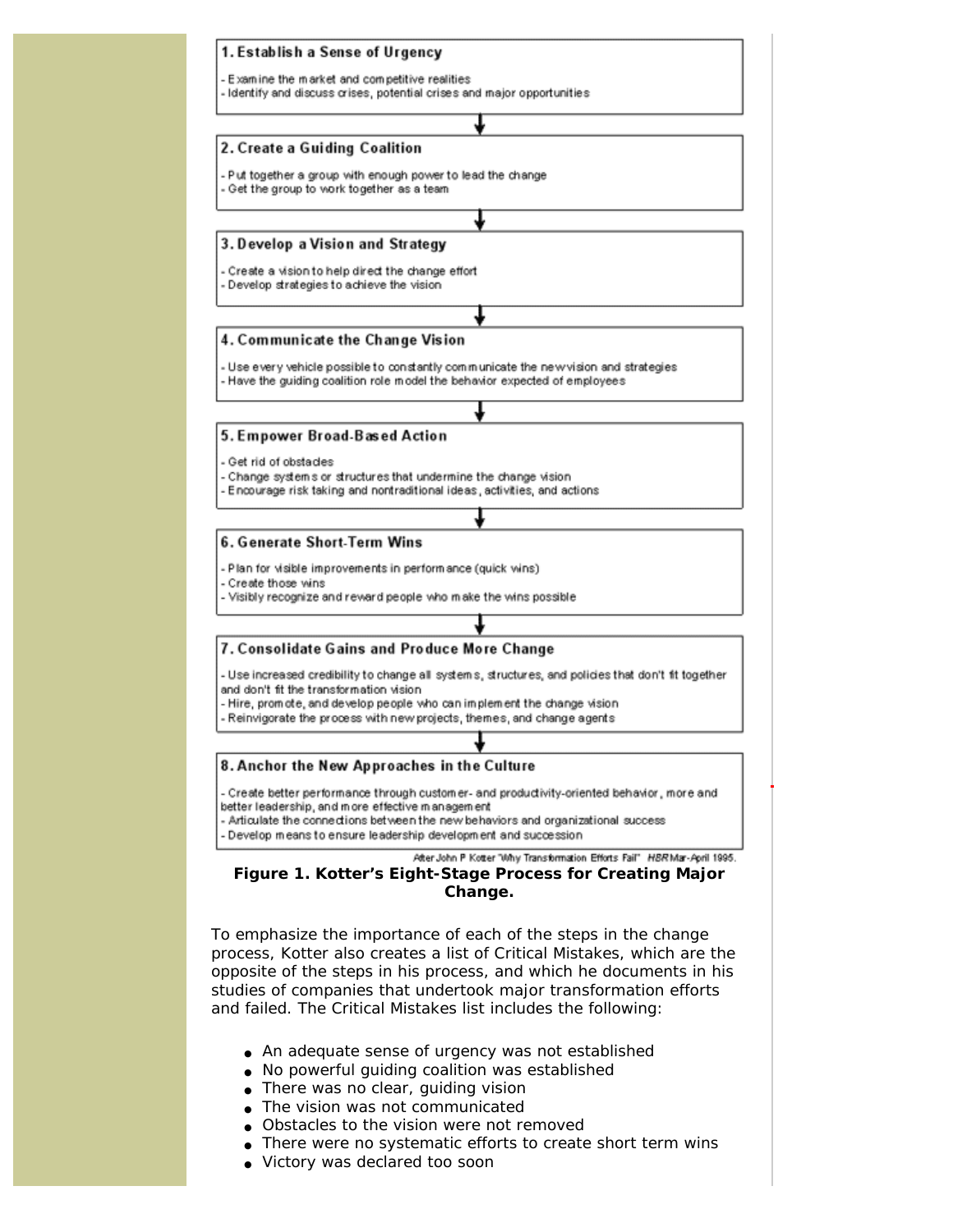**1. Establish a Sense of Urgency**

- Examine the market and competitive realities
- Identify and discuss crises, potential crises and major opportunities

↓

**2. Create a Guiding Coalition**

- Put together a group with enough power to lead the change
- Get the group to work together as a team

↓

**3. Develop a Vision and Strategy**

- Create a vision to help direct the change effort
- Develop strategies to achieve the vision

↓

**4. Communicate the Change Vision**

- Use every vehicle possible to constantly communicate the new vision and strategies
- Have the guiding coalition role model the behavior expected of employees

↓

**5. Empower Broad-Based Action**

- Get rid of obstacles
- Change systems or structures that undermine the change vision
- Encourage risk taking and nontraditional ideas, activities, and actions

↓

**6. Generate Short-Term Wins**

- Plan for visible improvements in performance (quick wins)
- Create those wins
- Visibly recognize and reward people who make the wins possible

↓

**7. Consolidate Gains and Produce More Change**

- Use increased credibility to change all systems, structures, and policies that don't fit together and don't fit the transformation vision
- Hire, promote, and develop people who can implement the change vision
- Reinvigorate the process with new projects, themes, and change agents

↓

**8. Anchor the New Approaches in the Culture**

- Create better performance through customer- and productivity-oriented behavior, more and better leadership, and more effective management
- Articulate the connections between the new behaviors and organizational success
- Develop means to ensure leadership development and succession

After John P Kotter "Why Transformation Efforts Fail" *HBR* Mar-April 1995.

**Figure 1. Kotter's Eight-Stage Process for Creating Major Change.**

To emphasize the importance of each of the steps in the change process, Kotter also creates a list of Critical Mistakes, which are the opposite of the steps in his process, and which he documents in his studies of companies that undertook major transformation efforts and failed. The Critical Mistakes list includes the following:

- An adequate sense of urgency was not established
- No powerful guiding coalition was established
- There was no clear, guiding vision
- The vision was not communicated
- Obstacles to the vision were not removed
- There were no systematic efforts to create short term wins
- Victory was declared too soon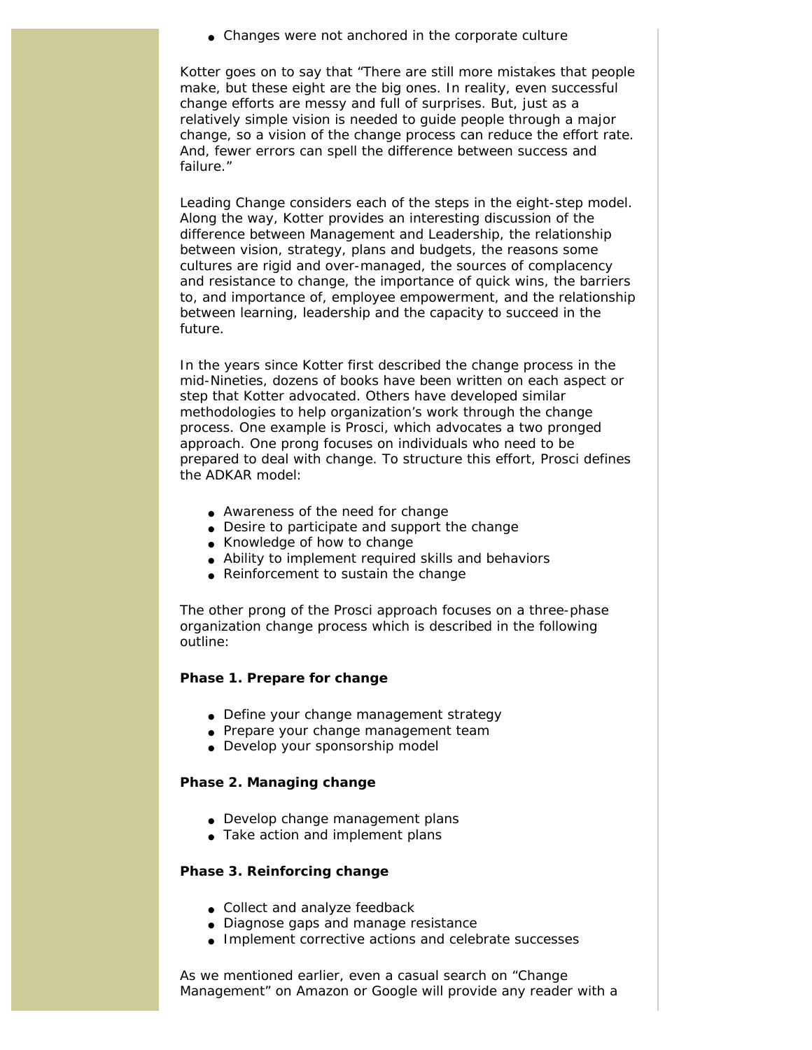- Changes were not anchored in the corporate culture

Kotter goes on to say that "There are still more mistakes that people make, but these eight are the big ones. In reality, even successful change efforts are messy and full of surprises. But, just as a relatively simple vision is needed to guide people through a major change, so a vision of the change process can reduce the effort rate. And, fewer errors can spell the difference between success and failure."

Leading Change considers each of the steps in the eight-step model. Along the way, Kotter provides an interesting discussion of the difference between Management and Leadership, the relationship between vision, strategy, plans and budgets, the reasons some cultures are rigid and over-managed, the sources of complacency and resistance to change, the importance of quick wins, the barriers to, and importance of, employee empowerment, and the relationship between learning, leadership and the capacity to succeed in the future.

In the years since Kotter first described the change process in the mid-Nineties, dozens of books have been written on each aspect or step that Kotter advocated. Others have developed similar methodologies to help organization's work through the change process. One example is Prosci, which advocates a two pronged approach. One prong focuses on individuals who need to be prepared to deal with change. To structure this effort, Prosci defines the ADKAR model:

- Awareness of the need for change
- Desire to participate and support the change
- Knowledge of how to change
- Ability to implement required skills and behaviors
- Reinforcement to sustain the change

The other prong of the Prosci approach focuses on a three-phase organization change process which is described in the following outline:

**Phase 1. Prepare for change**

- Define your change management strategy
- Prepare your change management team
- Develop your sponsorship model

**Phase 2. Managing change**

- Develop change management plans
- Take action and implement plans

**Phase 3. Reinforcing change**

- Collect and analyze feedback
- Diagnose gaps and manage resistance
- Implement corrective actions and celebrate successes

As we mentioned earlier, even a casual search on "Change Management" on Amazon or Google will provide any reader with a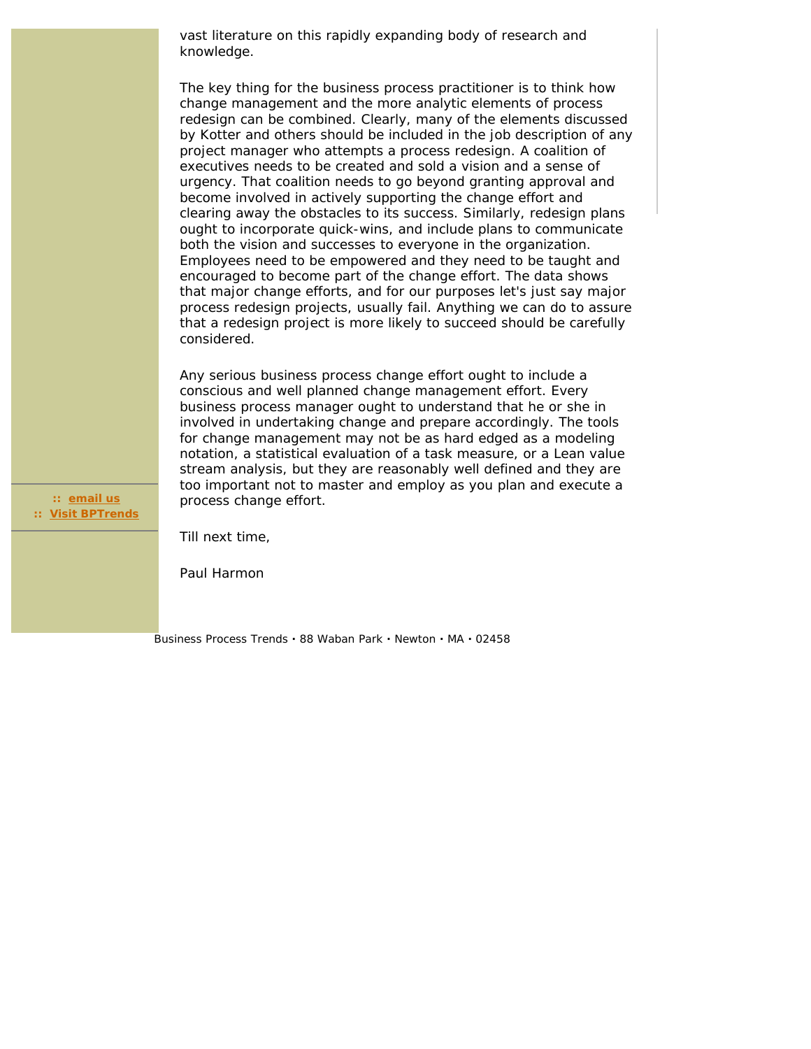vast literature on this rapidly expanding body of research and knowledge.

The key thing for the business process practitioner is to think how change management and the more analytic elements of process redesign can be combined. Clearly, many of the elements discussed by Kotter and others should be included in the job description of any project manager who attempts a process redesign. A coalition of executives needs to be created and sold a vision and a sense of urgency. That coalition needs to go beyond granting approval and become involved in actively supporting the change effort and clearing away the obstacles to its success. Similarly, redesign plans ought to incorporate quick-wins, and include plans to communicate both the vision and successes to everyone in the organization. Employees need to be empowered and they need to be taught and encouraged to become part of the change effort. The data shows that major change efforts, and for our purposes let's just say major process redesign projects, usually fail. Anything we can do to assure that a redesign project is more likely to succeed should be carefully considered.

Any serious business process change effort ought to include a conscious and well planned change management effort. Every business process manager ought to understand that he or she in involved in undertaking change and prepare accordingly. The tools for change management may not be as hard edged as a modeling notation, a statistical evaluation of a task measure, or a Lean value stream analysis, but they are reasonably well defined and they are too important not to master and employ as you plan and execute a process change effort.

Till next time,

Paul Harmon

:: **email us**
:: **Visit BPTrends**

Business Process Trends • 88 Waban Park • Newton • MA • 02458